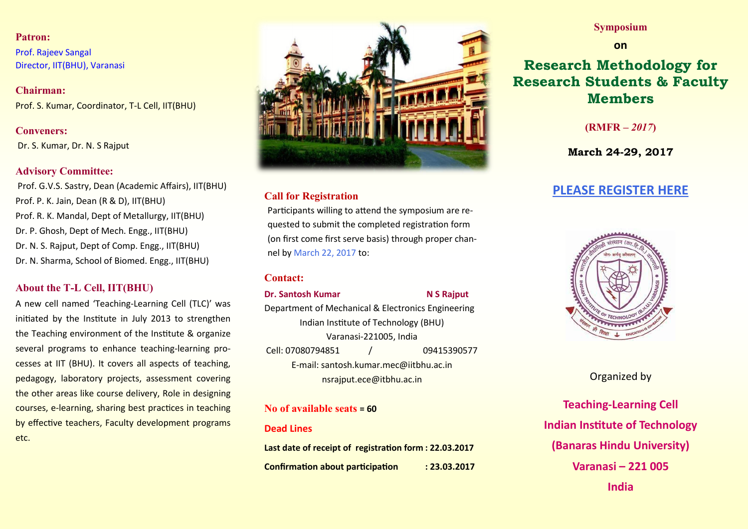**Patron:**

Prof. Rajeev Sangal
Director, IIT(BHU), Varanasi

**Chairman:**

Prof. S. Kumar, Coordinator, T-L Cell, IIT(BHU)

**Conveners:**

Dr. S. Kumar, Dr. N. S Rajput

**Advisory Committee:**

Prof. G.V.S. Sastry, Dean (Academic Affairs), IIT(BHU)
Prof. P. K. Jain, Dean (R & D), IIT(BHU)
Prof. R. K. Mandal, Dept of Metallurgy, IIT(BHU)
Dr. P. Ghosh, Dept of Mech. Engg., IIT(BHU)
Dr. N. S. Rajput, Dept of Comp. Engg., IIT(BHU)
Dr. N. Sharma, School of Biomed. Engg., IIT(BHU)

## About the T-L Cell, IIT(BHU)

A new cell named 'Teaching-Learning Cell (TLC)' was initiated by the Institute in July 2013 to strengthen the Teaching environment of the Institute & organize several programs to enhance teaching-learning processes at IIT (BHU). It covers all aspects of teaching, pedagogy, laboratory projects, assessment covering the other areas like course delivery, Role in designing courses, e-learning, sharing best practices in teaching by effective teachers, Faculty development programs etc.

## Call for Registration

Participants willing to attend the symposium are requested to submit the completed registration form (on first come first serve basis) through proper channel by March 22, 2017 to:

## Contact:

**Dr. Santosh Kumar** / **N S Rajput**

Department of Mechanical & Electronics Engineering
Indian Institute of Technology (BHU)
Varanasi-221005, India
Cell: 07080794851 / 09415390577
E-mail: santosh.kumar.mec@iitbhu.ac.in
nsrajput.ece@itbhu.ac.in

**No of available seats = 60**

**Dead Lines**

**Last date of receipt of registration form : 22.03.2017**

**Confirmation about participation : 23.03.2017**

**Symposium**

**on**

# Research Methodology for Research Students & Faculty Members

**(RMFR – *2017*)**

**March 24-29, 2017**

**PLEASE REGISTER HERE**

Organized by

**Teaching-Learning Cell**
**Indian Institute of Technology**
**(Banaras Hindu University)**
**Varanasi – 221 005**
**India**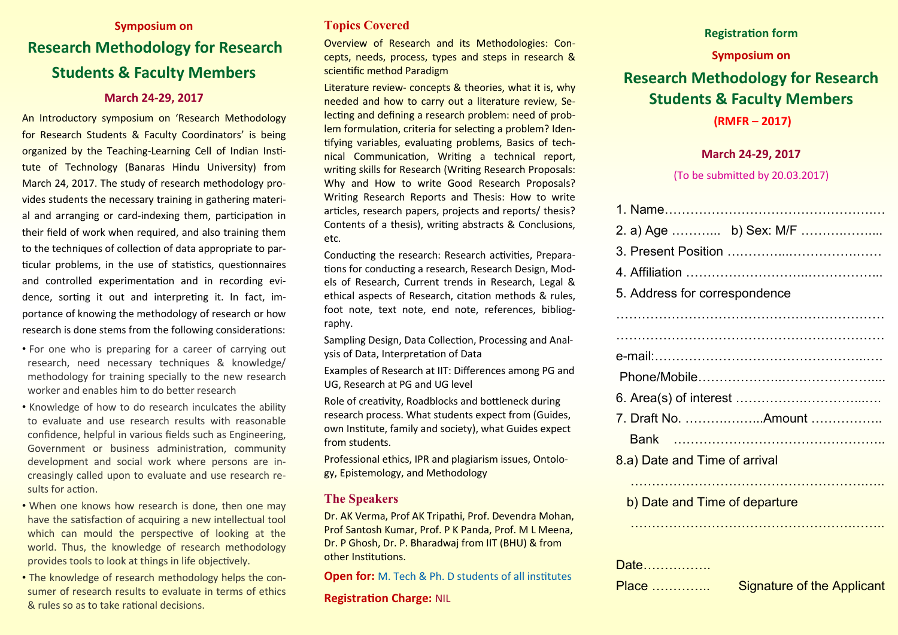Symposium on

# Research Methodology for Research Students & Faculty Members

**March 24-29, 2017**

An Introductory symposium on 'Research Methodology for Research Students & Faculty Coordinators' is being organized by the Teaching-Learning Cell of Indian Institute of Technology (Banaras Hindu University) from March 24, 2017. The study of research methodology provides students the necessary training in gathering material and arranging or card-indexing them, participation in their field of work when required, and also training them to the techniques of collection of data appropriate to particular problems, in the use of statistics, questionnaires and controlled experimentation and in recording evidence, sorting it out and interpreting it. In fact, importance of knowing the methodology of research or how research is done stems from the following considerations:

- For one who is preparing for a career of carrying out research, need necessary techniques & knowledge/ methodology for training specially to the new research worker and enables him to do better research
- Knowledge of how to do research inculcates the ability to evaluate and use research results with reasonable confidence, helpful in various fields such as Engineering, Government or business administration, community development and social work where persons are increasingly called upon to evaluate and use research results for action.
- When one knows how research is done, then one may have the satisfaction of acquiring a new intellectual tool which can mould the perspective of looking at the world. Thus, the knowledge of research methodology provides tools to look at things in life objectively.
- The knowledge of research methodology helps the consumer of research results to evaluate in terms of ethics & rules so as to take rational decisions.

## Topics Covered

Overview of Research and its Methodologies: Concepts, needs, process, types and steps in research & scientific method Paradigm

Literature review- concepts & theories, what it is, why needed and how to carry out a literature review, Selecting and defining a research problem: need of problem formulation, criteria for selecting a problem? Identifying variables, evaluating problems, Basics of technical Communication, Writing a technical report, writing skills for Research (Writing Research Proposals: Why and How to write Good Research Proposals? Writing Research Reports and Thesis: How to write articles, research papers, projects and reports/ thesis? Contents of a thesis), writing abstracts & Conclusions, etc.

Conducting the research: Research activities, Preparations for conducting a research, Research Design, Models of Research, Current trends in Research, Legal & ethical aspects of Research, citation methods & rules, foot note, text note, end note, references, bibliography.

Sampling Design, Data Collection, Processing and Analysis of Data, Interpretation of Data

Examples of Research at IIT: Differences among PG and UG, Research at PG and UG level

Role of creativity, Roadblocks and bottleneck during research process. What students expect from (Guides, own Institute, family and society), what Guides expect from students.

Professional ethics, IPR and plagiarism issues, Ontology, Epistemology, and Methodology

## The Speakers

Dr. AK Verma, Prof AK Tripathi, Prof. Devendra Mohan, Prof Santosh Kumar, Prof. P K Panda, Prof. M L Meena, Dr. P Ghosh, Dr. P. Bharadwaj from IIT (BHU) & from other Institutions.

**Open for:** M. Tech & Ph. D students of all institutes

**Registration Charge:** NIL

Registration form

Symposium on

# Research Methodology for Research Students & Faculty Members

**(RMFR – 2017)**

**March 24-29, 2017**

(To be submitted by 20.03.2017)

1. Name……………………………………………
2. a) Age ……….. b) Sex: M/F ……………….
3. Present Position ………………………………
4. Affiliation ………………………………………
5. Address for correspondence
…………………………………………………………
…………………………………………………………
e-mail:…………………………………………………
Phone/Mobile…………………………………………
6. Area(s) of interest …………………………………
7. Draft No. ………………..Amount ……………..
Bank ……………………………………………
8. a) Date and Time of arrival
…………………………………………………
b) Date and Time of departure
…………………………………………………

Date…………….

Place ………….. Signature of the Applicant